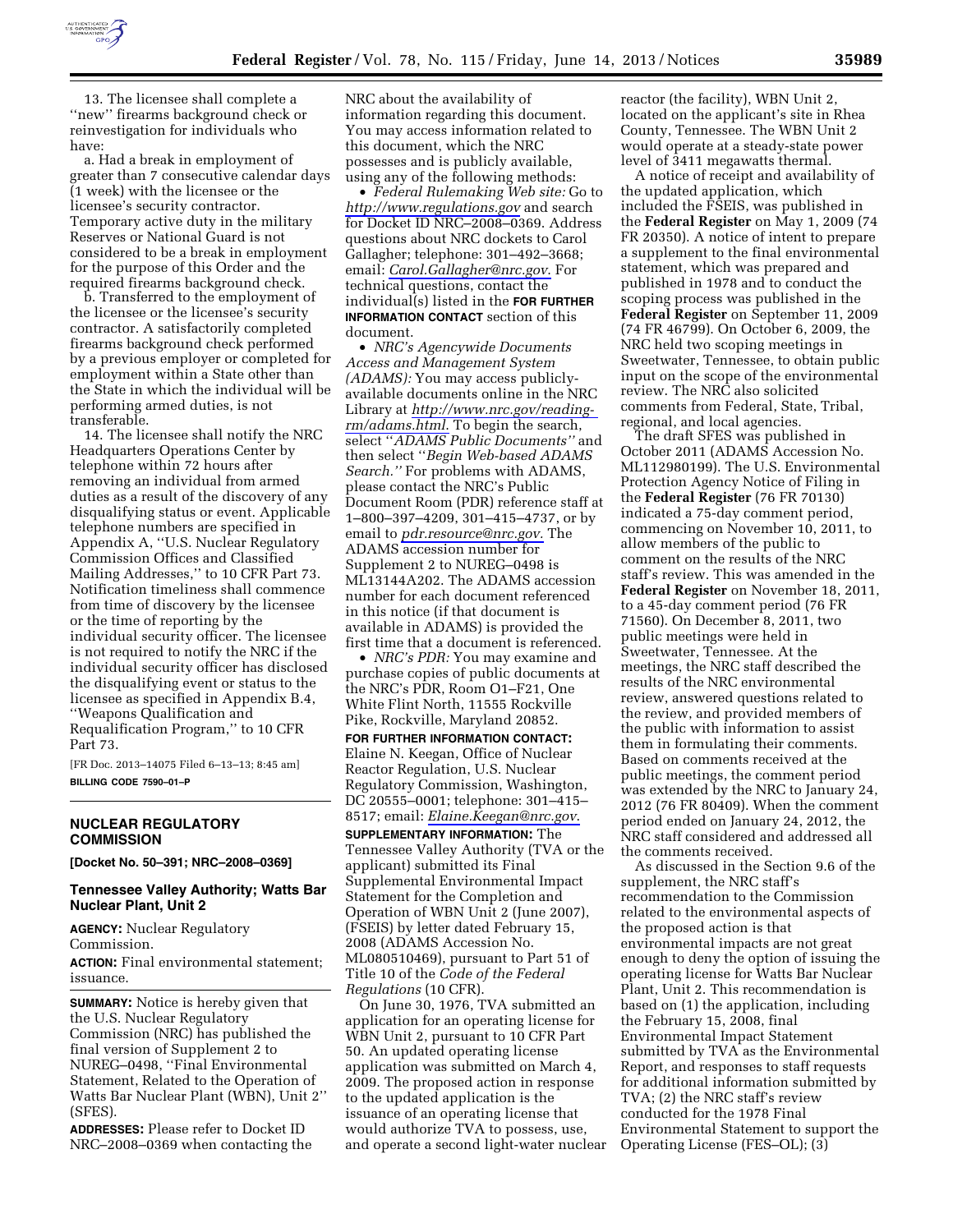13. The licensee shall complete a ''new'' firearms background check or reinvestigation for individuals who have:

a. Had a break in employment of greater than 7 consecutive calendar days (1 week) with the licensee or the licensee's security contractor. Temporary active duty in the military Reserves or National Guard is not considered to be a break in employment for the purpose of this Order and the required firearms background check.

b. Transferred to the employment of the licensee or the licensee's security contractor. A satisfactorily completed firearms background check performed by a previous employer or completed for employment within a State other than the State in which the individual will be performing armed duties, is not transferable.

14. The licensee shall notify the NRC Headquarters Operations Center by telephone within 72 hours after removing an individual from armed duties as a result of the discovery of any disqualifying status or event. Applicable telephone numbers are specified in Appendix A, ''U.S. Nuclear Regulatory Commission Offices and Classified Mailing Addresses,'' to 10 CFR Part 73. Notification timeliness shall commence from time of discovery by the licensee or the time of reporting by the individual security officer. The licensee is not required to notify the NRC if the individual security officer has disclosed the disqualifying event or status to the licensee as specified in Appendix B.4, ''Weapons Qualification and Requalification Program,'' to 10 CFR Part 73.

[FR Doc. 2013–14075 Filed 6–13–13; 8:45 am]

**BILLING CODE 7590–01–P**

## NUCLEAR REGULATORY COMMISSION

**[Docket No. 50–391; NRC–2008–0369]**

### Tennessee Valley Authority; Watts Bar Nuclear Plant, Unit 2

**AGENCY:** Nuclear Regulatory Commission.

**ACTION:** Final environmental statement; issuance.

**SUMMARY:** Notice is hereby given that the U.S. Nuclear Regulatory Commission (NRC) has published the final version of Supplement 2 to NUREG–0498, ''Final Environmental Statement, Related to the Operation of Watts Bar Nuclear Plant (WBN), Unit 2'' (SFES).

**ADDRESSES:** Please refer to Docket ID NRC–2008–0369 when contacting the NRC about the availability of information regarding this document. You may access information related to this document, which the NRC possesses and is publicly available, using any of the following methods:

- *Federal Rulemaking Web site:* Go to *http://www.regulations.gov* and search for Docket ID NRC–2008–0369. Address questions about NRC dockets to Carol Gallagher; telephone: 301–492–3668; email: *Carol.Gallagher@nrc.gov.* For technical questions, contact the individual(s) listed in the **FOR FURTHER INFORMATION CONTACT** section of this document.
- *NRC's Agencywide Documents Access and Management System (ADAMS):* You may access publicly-available documents online in the NRC Library at *http://www.nrc.gov/reading-rm/adams.html.* To begin the search, select ''*ADAMS Public Documents''* and then select ''*Begin Web-based ADAMS Search.''* For problems with ADAMS, please contact the NRC's Public Document Room (PDR) reference staff at 1–800–397–4209, 301–415–4737, or by email to *pdr.resource@nrc.gov.* The ADAMS accession number for Supplement 2 to NUREG–0498 is ML13144A202. The ADAMS accession number for each document referenced in this notice (if that document is available in ADAMS) is provided the first time that a document is referenced.
- *NRC's PDR:* You may examine and purchase copies of public documents at the NRC's PDR, Room O1–F21, One White Flint North, 11555 Rockville Pike, Rockville, Maryland 20852.

**FOR FURTHER INFORMATION CONTACT:** Elaine N. Keegan, Office of Nuclear Reactor Regulation, U.S. Nuclear Regulatory Commission, Washington, DC 20555–0001; telephone: 301–415–8517; email: *Elaine.Keegan@nrc.gov.*

**SUPPLEMENTARY INFORMATION:** The Tennessee Valley Authority (TVA or the applicant) submitted its Final Supplemental Environmental Impact Statement for the Completion and Operation of WBN Unit 2 (June 2007), (FSEIS) by letter dated February 15, 2008 (ADAMS Accession No. ML080510469), pursuant to Part 51 of Title 10 of the *Code of the Federal Regulations* (10 CFR).

On June 30, 1976, TVA submitted an application for an operating license for WBN Unit 2, pursuant to 10 CFR Part 50. An updated operating license application was submitted on March 4, 2009. The proposed action in response to the updated application is the issuance of an operating license that would authorize TVA to possess, use, and operate a second light-water nuclear reactor (the facility), WBN Unit 2, located on the applicant's site in Rhea County, Tennessee. The WBN Unit 2 would operate at a steady-state power level of 3411 megawatts thermal.

A notice of receipt and availability of the updated application, which included the FSEIS, was published in the **Federal Register** on May 1, 2009 (74 FR 20350). A notice of intent to prepare a supplement to the final environmental statement, which was prepared and published in 1978 and to conduct the scoping process was published in the **Federal Register** on September 11, 2009 (74 FR 46799). On October 6, 2009, the NRC held two scoping meetings in Sweetwater, Tennessee, to obtain public input on the scope of the environmental review. The NRC also solicited comments from Federal, State, Tribal, regional, and local agencies.

The draft SFES was published in October 2011 (ADAMS Accession No. ML112980199). The U.S. Environmental Protection Agency Notice of Filing in the **Federal Register** (76 FR 70130) indicated a 75-day comment period, commencing on November 10, 2011, to allow members of the public to comment on the results of the NRC staff's review. This was amended in the **Federal Register** on November 18, 2011, to a 45-day comment period (76 FR 71560). On December 8, 2011, two public meetings were held in Sweetwater, Tennessee. At the meetings, the NRC staff described the results of the NRC environmental review, answered questions related to the review, and provided members of the public with information to assist them in formulating their comments. Based on comments received at the public meetings, the comment period was extended by the NRC to January 24, 2012 (76 FR 80409). When the comment period ended on January 24, 2012, the NRC staff considered and addressed all the comments received.

As discussed in the Section 9.6 of the supplement, the NRC staff's recommendation to the Commission related to the environmental aspects of the proposed action is that environmental impacts are not great enough to deny the option of issuing the operating license for Watts Bar Nuclear Plant, Unit 2. This recommendation is based on (1) the application, including the February 15, 2008, final Environmental Impact Statement submitted by TVA as the Environmental Report, and responses to staff requests for additional information submitted by TVA; (2) the NRC staff's review conducted for the 1978 Final Environmental Statement to support the Operating License (FES–OL); (3)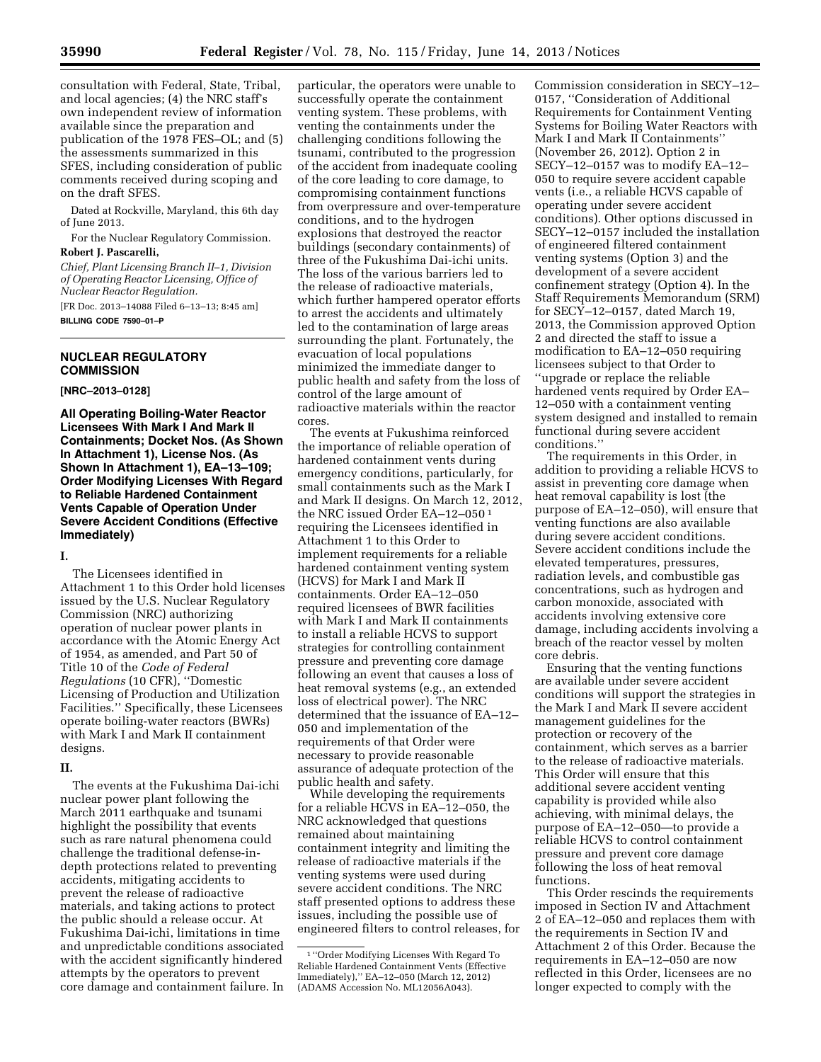consultation with Federal, State, Tribal, and local agencies; (4) the NRC staff's own independent review of information available since the preparation and publication of the 1978 FES–OL; and (5) the assessments summarized in this SFES, including consideration of public comments received during scoping and on the draft SFES.

Dated at Rockville, Maryland, this 6th day of June 2013.

For the Nuclear Regulatory Commission.

**Robert J. Pascarelli,**

*Chief, Plant Licensing Branch II–1, Division of Operating Reactor Licensing, Office of Nuclear Reactor Regulation.*

[FR Doc. 2013–14088 Filed 6–13–13; 8:45 am]

**BILLING CODE 7590–01–P**

---

## NUCLEAR REGULATORY COMMISSION

**[NRC–2013–0128]**

### All Operating Boiling-Water Reactor Licensees With Mark I And Mark II Containments; Docket Nos. (As Shown In Attachment 1), License Nos. (As Shown In Attachment 1), EA–13–109; Order Modifying Licenses With Regard to Reliable Hardened Containment Vents Capable of Operation Under Severe Accident Conditions (Effective Immediately)

**I.**

The Licensees identified in Attachment 1 to this Order hold licenses issued by the U.S. Nuclear Regulatory Commission (NRC) authorizing operation of nuclear power plants in accordance with the Atomic Energy Act of 1954, as amended, and Part 50 of Title 10 of the *Code of Federal Regulations* (10 CFR), ''Domestic Licensing of Production and Utilization Facilities.'' Specifically, these Licensees operate boiling-water reactors (BWRs) with Mark I and Mark II containment designs.

**II.**

The events at the Fukushima Dai-ichi nuclear power plant following the March 2011 earthquake and tsunami highlight the possibility that events such as rare natural phenomena could challenge the traditional defense-in-depth protections related to preventing accidents, mitigating accidents to prevent the release of radioactive materials, and taking actions to protect the public should a release occur. At Fukushima Dai-ichi, limitations in time and unpredictable conditions associated with the accident significantly hindered attempts by the operators to prevent core damage and containment failure. In particular, the operators were unable to successfully operate the containment venting system. These problems, with venting the containments under the challenging conditions following the tsunami, contributed to the progression of the accident from inadequate cooling of the core leading to core damage, to compromising containment functions from overpressure and over-temperature conditions, and to the hydrogen explosions that destroyed the reactor buildings (secondary containments) of three of the Fukushima Dai-ichi units. The loss of the various barriers led to the release of radioactive materials, which further hampered operator efforts to arrest the accidents and ultimately led to the contamination of large areas surrounding the plant. Fortunately, the evacuation of local populations minimized the immediate danger to public health and safety from the loss of control of the large amount of radioactive materials within the reactor cores.

The events at Fukushima reinforced the importance of reliable operation of hardened containment vents during emergency conditions, particularly, for small containments such as the Mark I and Mark II designs. On March 12, 2012, the NRC issued Order EA–12–050[1] requiring the Licensees identified in Attachment 1 to this Order to implement requirements for a reliable hardened containment venting system (HCVS) for Mark I and Mark II containments. Order EA–12–050 required licensees of BWR facilities with Mark I and Mark II containments to install a reliable HCVS to support strategies for controlling containment pressure and preventing core damage following an event that causes a loss of heat removal systems (e.g., an extended loss of electrical power). The NRC determined that the issuance of EA–12–050 and implementation of the requirements of that Order were necessary to provide reasonable assurance of adequate protection of the public health and safety.

While developing the requirements for a reliable HCVS in EA–12–050, the NRC acknowledged that questions remained about maintaining containment integrity and limiting the release of radioactive materials if the venting systems were used during severe accident conditions. The NRC staff presented options to address these issues, including the possible use of engineered filters to control releases, for Commission consideration in SECY–12–0157, ''Consideration of Additional Requirements for Containment Venting Systems for Boiling Water Reactors with Mark I and Mark II Containments'' (November 26, 2012). Option 2 in SECY–12–0157 was to modify EA–12–050 to require severe accident capable vents (i.e., a reliable HCVS capable of operating under severe accident conditions). Other options discussed in SECY–12–0157 included the installation of engineered filtered containment venting systems (Option 3) and the development of a severe accident confinement strategy (Option 4). In the Staff Requirements Memorandum (SRM) for SECY–12–0157, dated March 19, 2013, the Commission approved Option 2 and directed the staff to issue a modification to EA–12–050 requiring licensees subject to that Order to ''upgrade or replace the reliable hardened vents required by Order EA–12–050 with a containment venting system designed and installed to remain functional during severe accident conditions.''

The requirements in this Order, in addition to providing a reliable HCVS to assist in preventing core damage when heat removal capability is lost (the purpose of EA–12–050), will ensure that venting functions are also available during severe accident conditions. Severe accident conditions include the elevated temperatures, pressures, radiation levels, and combustible gas concentrations, such as hydrogen and carbon monoxide, associated with accidents involving extensive core damage, including accidents involving a breach of the reactor vessel by molten core debris.

Ensuring that the venting functions are available under severe accident conditions will support the strategies in the Mark I and Mark II severe accident management guidelines for the protection or recovery of the containment, which serves as a barrier to the release of radioactive materials. This Order will ensure that this additional severe accident venting capability is provided while also achieving, with minimal delays, the purpose of EA–12–050—to provide a reliable HCVS to control containment pressure and prevent core damage following the loss of heat removal functions.

This Order rescinds the requirements imposed in Section IV and Attachment 2 of EA–12–050 and replaces them with the requirements in Section IV and Attachment 2 of this Order. Because the requirements in EA–12–050 are now reflected in this Order, licensees are no longer expected to comply with the

[1] ''Order Modifying Licenses With Regard To Reliable Hardened Containment Vents (Effective Immediately),'' EA–12–050 (March 12, 2012) (ADAMS Accession No. ML12056A043).